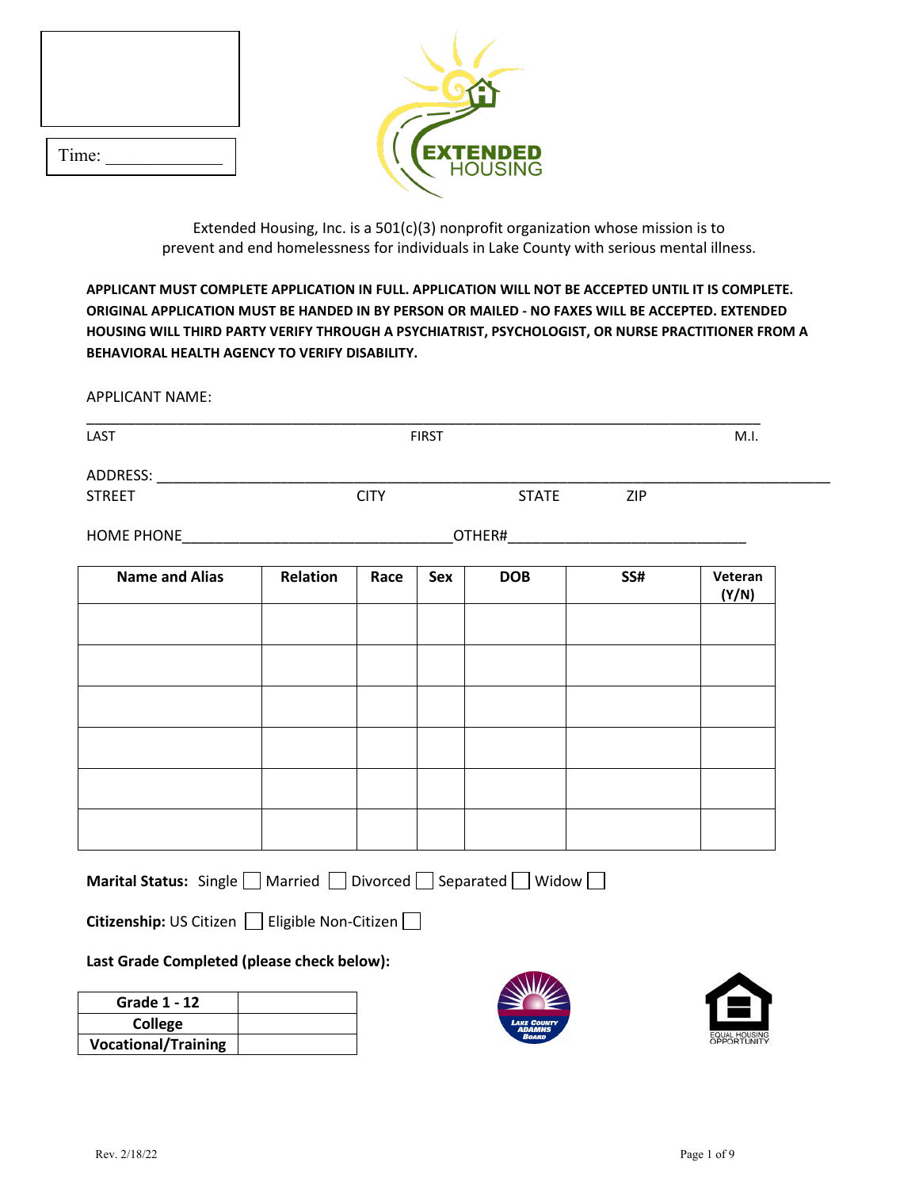Time: _____________

EXTENDED HOUSING

Extended Housing, Inc. is a 501(c)(3) nonprofit organization whose mission is to prevent and end homelessness for individuals in Lake County with serious mental illness.

**APPLICANT MUST COMPLETE APPLICATION IN FULL. APPLICATION WILL NOT BE ACCEPTED UNTIL IT IS COMPLETE. ORIGINAL APPLICATION MUST BE HANDED IN BY PERSON OR MAILED - NO FAXES WILL BE ACCEPTED. EXTENDED HOUSING WILL THIRD PARTY VERIFY THROUGH A PSYCHIATRIST, PSYCHOLOGIST, OR NURSE PRACTITIONER FROM A BEHAVIORAL HEALTH AGENCY TO VERIFY DISABILITY.**

APPLICANT NAME:

______________________________________________________________________

LAST FIRST M.I.

ADDRESS: ______________________________________________________________________

STREET CITY STATE ZIP

HOME PHONE________________________________OTHER#____________________________

| Name and Alias | Relation | Race | Sex | DOB | SS# | Veteran (Y/N) |
|---|---|---|---|---|---|---|
| | | | | | | |
| | | | | | | |
| | | | | | | |
| | | | | | | |
| | | | | | | |
| | | | | | | |

**Marital Status:** Single ☐ Married ☐ Divorced ☐ Separated ☐ Widow ☐

**Citizenship:** US Citizen ☐ Eligible Non-Citizen ☐

**Last Grade Completed (please check below):**

| Grade 1 - 12 | |
|---|---|
| College | |
| Vocational/Training | |

Lake County ADAMHS Board

EQUAL HOUSING OPPORTUNITY

Rev. 2/18/22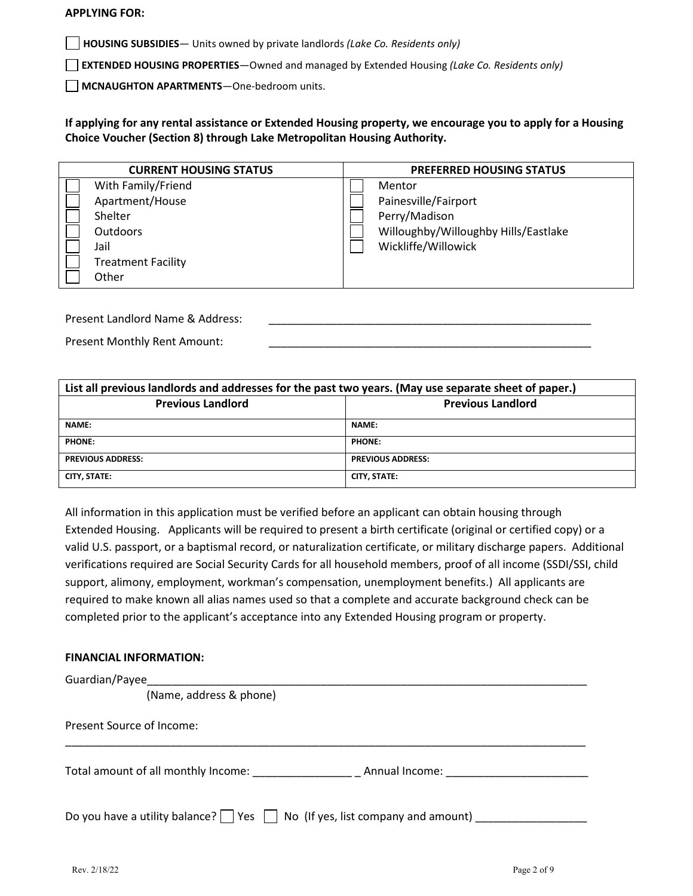**APPLYING FOR:**

☐ **HOUSING SUBSIDIES**— Units owned by private landlords *(Lake Co. Residents only)*

☐ **EXTENDED HOUSING PROPERTIES**—Owned and managed by Extended Housing *(Lake Co. Residents only)*

☐ **MCNAUGHTON APARTMENTS**—One-bedroom units.

**If applying for any rental assistance or Extended Housing property, we encourage you to apply for a Housing Choice Voucher (Section 8) through Lake Metropolitan Housing Authority.**

| CURRENT HOUSING STATUS | PREFERRED HOUSING STATUS |
|---|---|
| ☐ With Family/Friend | ☐ Mentor |
| ☐ Apartment/House | ☐ Painesville/Fairport |
| ☐ Shelter | ☐ Perry/Madison |
| ☐ Outdoors | ☐ Willoughby/Willoughby Hills/Eastlake |
| ☐ Jail | ☐ Wickliffe/Willowick |
| ☐ Treatment Facility | |
| ☐ Other | |

Present Landlord Name & Address: _______________________________________________

Present Monthly Rent Amount: _______________________________________________

| List all previous landlords and addresses for the past two years. (May use separate sheet of paper.) | |
|---|---|
| **Previous Landlord** | **Previous Landlord** |
| **NAME:** | **NAME:** |
| **PHONE:** | **PHONE:** |
| **PREVIOUS ADDRESS:** | **PREVIOUS ADDRESS:** |
| **CITY, STATE:** | **CITY, STATE:** |

All information in this application must be verified before an applicant can obtain housing through Extended Housing. Applicants will be required to present a birth certificate (original or certified copy) or a valid U.S. passport, or a baptismal record, or naturalization certificate, or military discharge papers. Additional verifications required are Social Security Cards for all household members, proof of all income (SSDI/SSI, child support, alimony, employment, workman's compensation, unemployment benefits.) All applicants are required to make known all alias names used so that a complete and accurate background check can be completed prior to the applicant's acceptance into any Extended Housing program or property.

**FINANCIAL INFORMATION:**

Guardian/Payee_______________________________________________________________________
(Name, address & phone)

Present Source of Income:

_______________________________________________________________________________

Total amount of all monthly Income: ________________ _ Annual Income: _______________________

Do you have a utility balance? ☐ Yes ☐ No (If yes, list company and amount) __________________

Rev. 2/18/22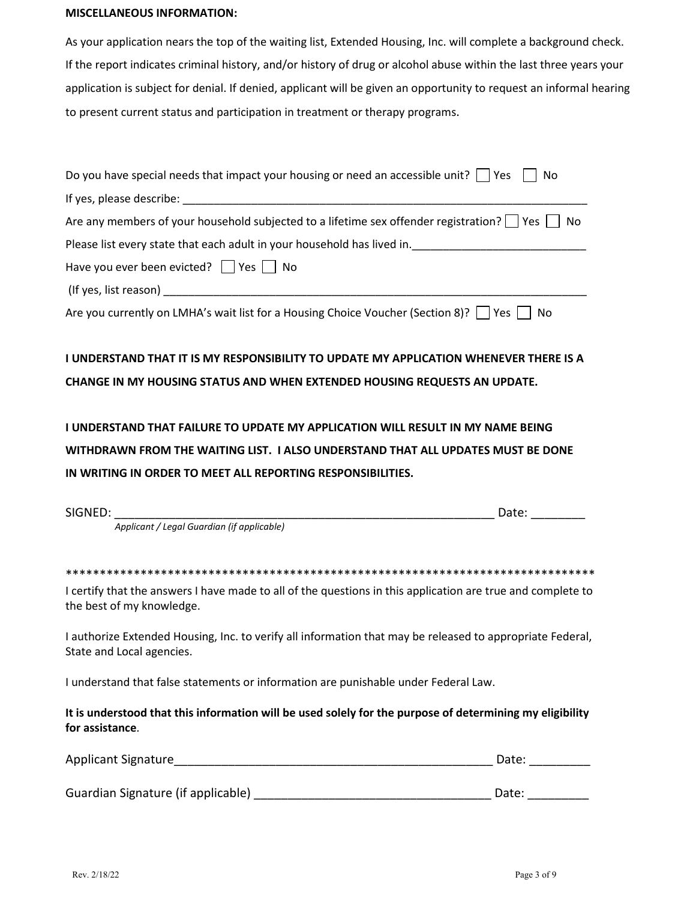**MISCELLANEOUS INFORMATION:**

As your application nears the top of the waiting list, Extended Housing, Inc. will complete a background check. If the report indicates criminal history, and/or history of drug or alcohol abuse within the last three years your application is subject for denial. If denied, applicant will be given an opportunity to request an informal hearing to present current status and participation in treatment or therapy programs.

Do you have special needs that impact your housing or need an accessible unit? ☐ Yes ☐ No

If yes, please describe: ___________________________________________________________________

Are any members of your household subjected to a lifetime sex offender registration? ☐ Yes ☐ No

Please list every state that each adult in your household has lived in.____________________________

Have you ever been evicted? ☐ Yes ☐ No

(If yes, list reason) _______________________________________________________________________

Are you currently on LMHA's wait list for a Housing Choice Voucher (Section 8)? ☐ Yes ☐ No

**I UNDERSTAND THAT IT IS MY RESPONSIBILITY TO UPDATE MY APPLICATION WHENEVER THERE IS A CHANGE IN MY HOUSING STATUS AND WHEN EXTENDED HOUSING REQUESTS AN UPDATE.**

**I UNDERSTAND THAT FAILURE TO UPDATE MY APPLICATION WILL RESULT IN MY NAME BEING WITHDRAWN FROM THE WAITING LIST. I ALSO UNDERSTAND THAT ALL UPDATES MUST BE DONE IN WRITING IN ORDER TO MEET ALL REPORTING RESPONSIBILITIES.**

SIGNED: ____________________________________________________________ Date: ________
*Applicant / Legal Guardian (if applicable)*

********************************************************************************

I certify that the answers I have made to all of the questions in this application are true and complete to the best of my knowledge.

I authorize Extended Housing, Inc. to verify all information that may be released to appropriate Federal, State and Local agencies.

I understand that false statements or information are punishable under Federal Law.

**It is understood that this information will be used solely for the purpose of determining my eligibility for assistance**.

Applicant Signature_________________________________________________ Date: _________

Guardian Signature (if applicable) __________________________________ Date: _________

Rev. 2/18/22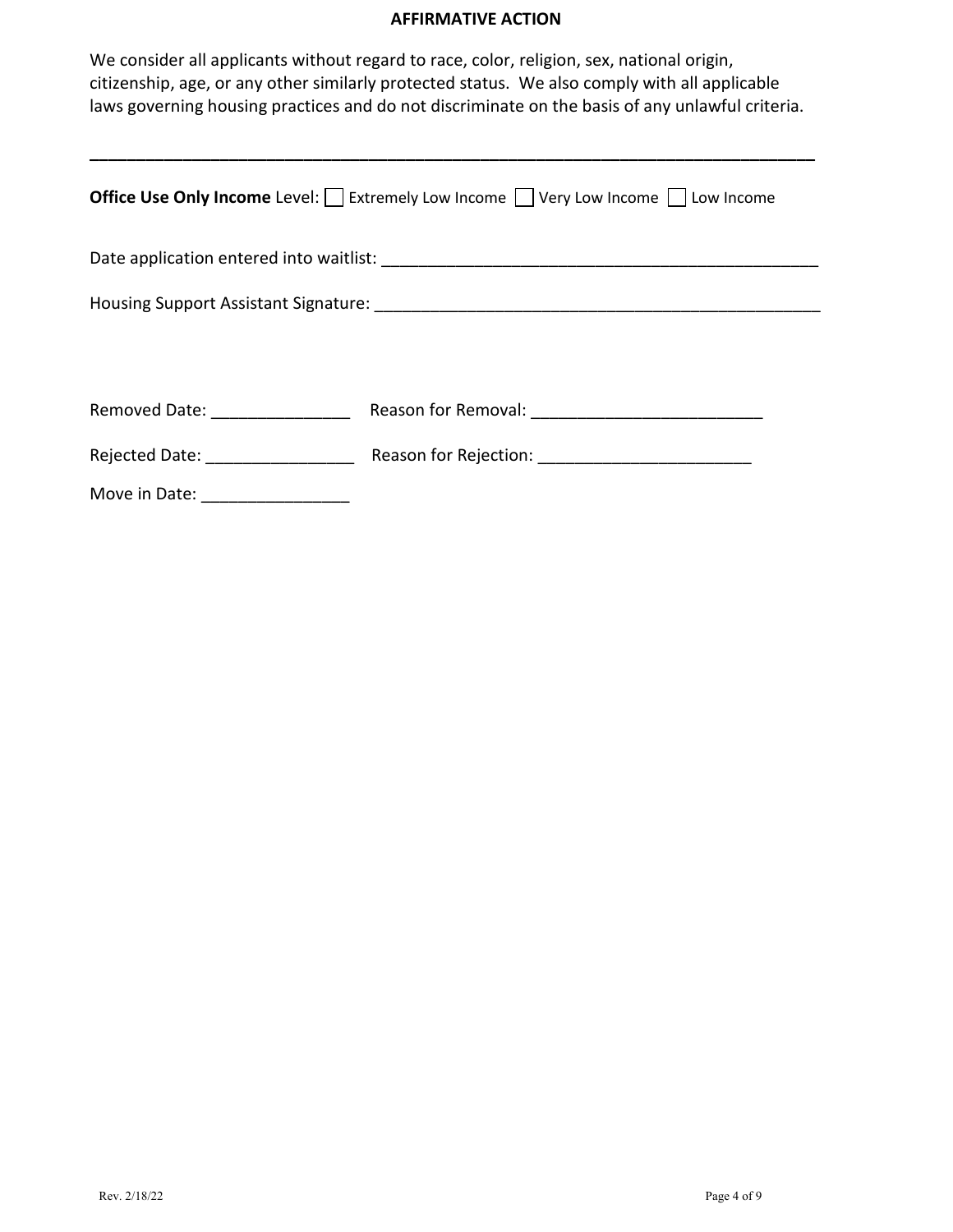**AFFIRMATIVE ACTION**

We consider all applicants without regard to race, color, religion, sex, national origin, citizenship, age, or any other similarly protected status. We also comply with all applicable laws governing housing practices and do not discriminate on the basis of any unlawful criteria.

---

**Office Use Only Income** Level: ☐ Extremely Low Income ☐ Very Low Income ☐ Low Income

Date application entered into waitlist: ______________________________________________

Housing Support Assistant Signature: ________________________________________________

Removed Date: ______________ Reason for Removal: ________________________

Rejected Date: ________________ Reason for Rejection: ______________________

Move in Date: ________________

Rev. 2/18/22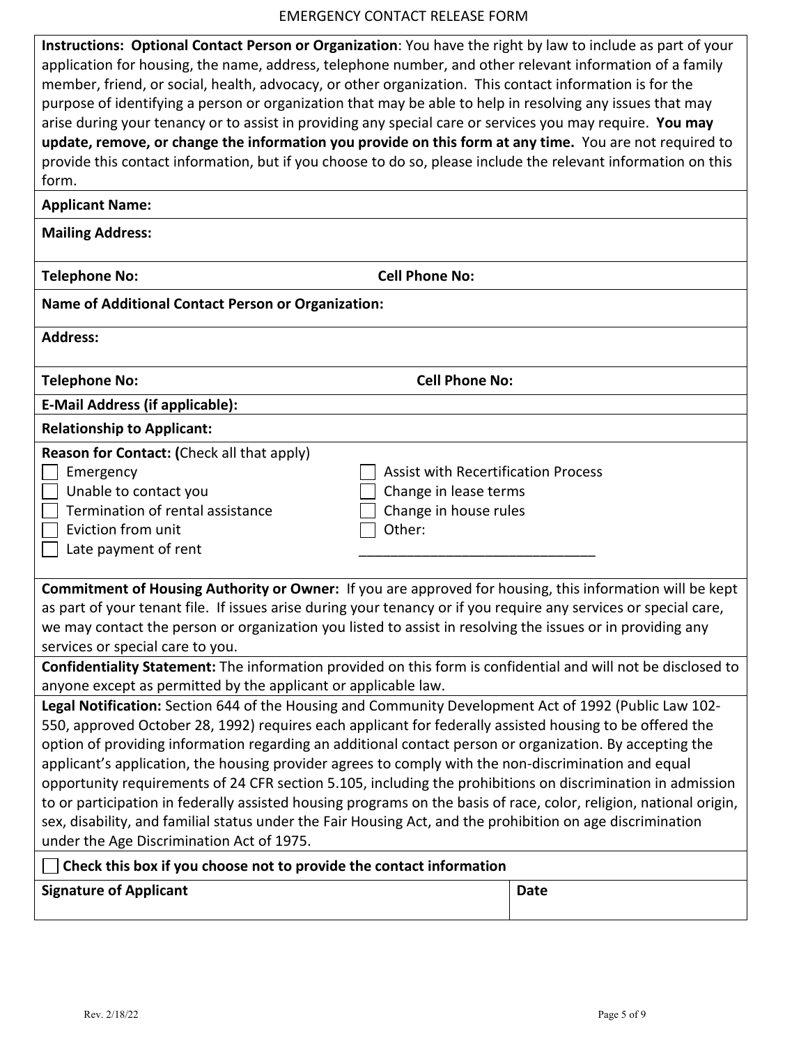# EMERGENCY CONTACT RELEASE FORM

**Instructions: Optional Contact Person or Organization**: You have the right by law to include as part of your application for housing, the name, address, telephone number, and other relevant information of a family member, friend, or social, health, advocacy, or other organization. This contact information is for the purpose of identifying a person or organization that may be able to help in resolving any issues that may arise during your tenancy or to assist in providing any special care or services you may require. **You may update, remove, or change the information you provide on this form at any time.** You are not required to provide this contact information, but if you choose to do so, please include the relevant information on this form.

**Applicant Name:**

**Mailing Address:**

**Telephone No:** **Cell Phone No:**

**Name of Additional Contact Person or Organization:**

**Address:**

**Telephone No:** **Cell Phone No:**

**E-Mail Address (if applicable):**

**Relationship to Applicant:**

**Reason for Contact: (**Check all that apply)

- ☐ Emergency
- ☐ Unable to contact you
- ☐ Termination of rental assistance
- ☐ Eviction from unit
- ☐ Late payment of rent
- ☐ Assist with Recertification Process
- ☐ Change in lease terms
- ☐ Change in house rules
- ☐ Other: ______________________________

**Commitment of Housing Authority or Owner:** If you are approved for housing, this information will be kept as part of your tenant file. If issues arise during your tenancy or if you require any services or special care, we may contact the person or organization you listed to assist in resolving the issues or in providing any services or special care to you.

**Confidentiality Statement:** The information provided on this form is confidential and will not be disclosed to anyone except as permitted by the applicant or applicable law.

**Legal Notification:** Section 644 of the Housing and Community Development Act of 1992 (Public Law 102-550, approved October 28, 1992) requires each applicant for federally assisted housing to be offered the option of providing information regarding an additional contact person or organization. By accepting the applicant's application, the housing provider agrees to comply with the non-discrimination and equal opportunity requirements of 24 CFR section 5.105, including the prohibitions on discrimination in admission to or participation in federally assisted housing programs on the basis of race, color, religion, national origin, sex, disability, and familial status under the Fair Housing Act, and the prohibition on age discrimination under the Age Discrimination Act of 1975.

☐ **Check this box if you choose not to provide the contact information**

| **Signature of Applicant** | **Date** |
|---|---|
| | |

Rev. 2/18/22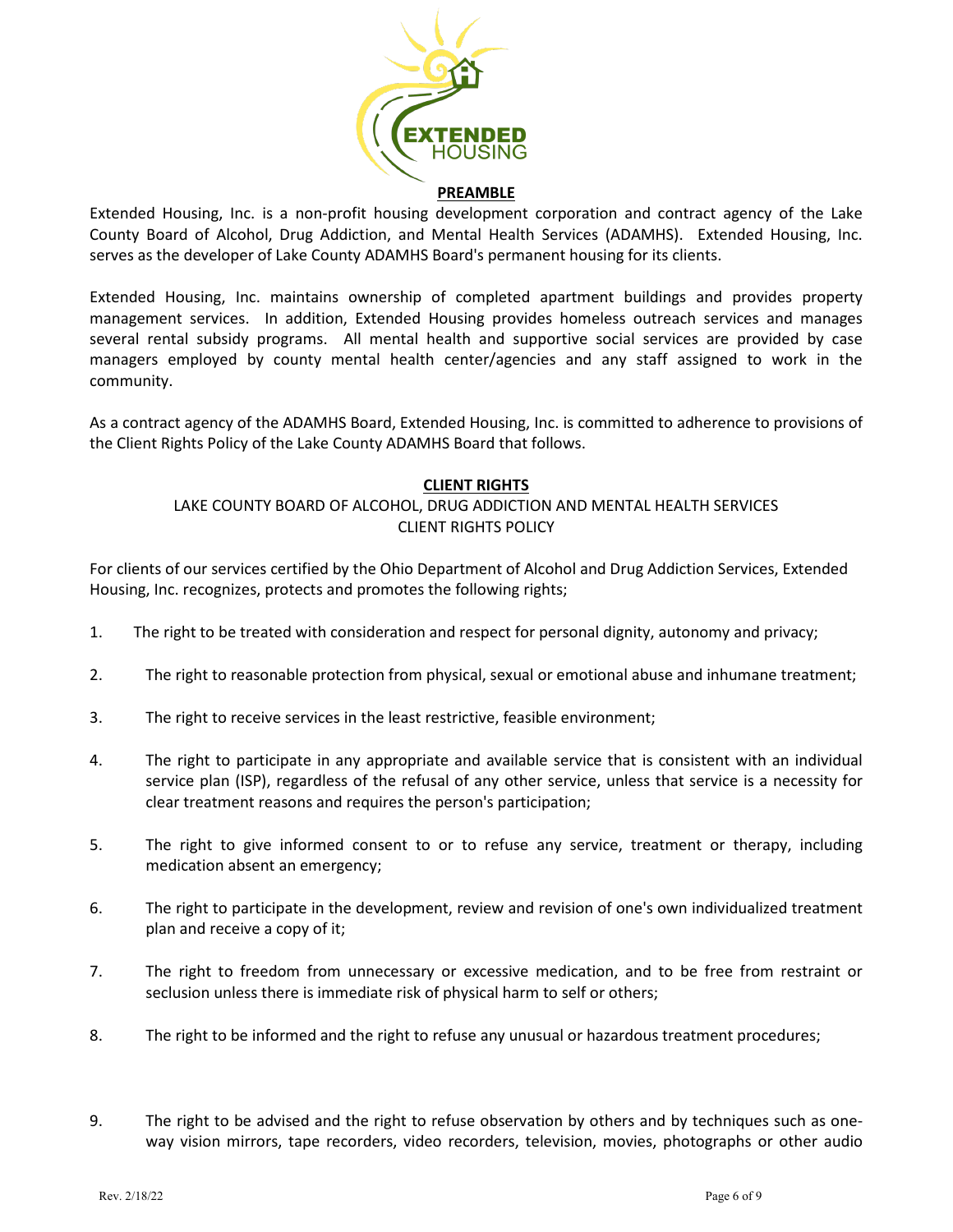## PREAMBLE

Extended Housing, Inc. is a non-profit housing development corporation and contract agency of the Lake County Board of Alcohol, Drug Addiction, and Mental Health Services (ADAMHS). Extended Housing, Inc. serves as the developer of Lake County ADAMHS Board's permanent housing for its clients.

Extended Housing, Inc. maintains ownership of completed apartment buildings and provides property management services. In addition, Extended Housing provides homeless outreach services and manages several rental subsidy programs. All mental health and supportive social services are provided by case managers employed by county mental health center/agencies and any staff assigned to work in the community.

As a contract agency of the ADAMHS Board, Extended Housing, Inc. is committed to adherence to provisions of the Client Rights Policy of the Lake County ADAMHS Board that follows.

## CLIENT RIGHTS

LAKE COUNTY BOARD OF ALCOHOL, DRUG ADDICTION AND MENTAL HEALTH SERVICES
CLIENT RIGHTS POLICY

For clients of our services certified by the Ohio Department of Alcohol and Drug Addiction Services, Extended Housing, Inc. recognizes, protects and promotes the following rights;

1. The right to be treated with consideration and respect for personal dignity, autonomy and privacy;
2. The right to reasonable protection from physical, sexual or emotional abuse and inhumane treatment;
3. The right to receive services in the least restrictive, feasible environment;
4. The right to participate in any appropriate and available service that is consistent with an individual service plan (ISP), regardless of the refusal of any other service, unless that service is a necessity for clear treatment reasons and requires the person's participation;
5. The right to give informed consent to or to refuse any service, treatment or therapy, including medication absent an emergency;
6. The right to participate in the development, review and revision of one's own individualized treatment plan and receive a copy of it;
7. The right to freedom from unnecessary or excessive medication, and to be free from restraint or seclusion unless there is immediate risk of physical harm to self or others;
8. The right to be informed and the right to refuse any unusual or hazardous treatment procedures;
9. The right to be advised and the right to refuse observation by others and by techniques such as one-way vision mirrors, tape recorders, video recorders, television, movies, photographs or other audio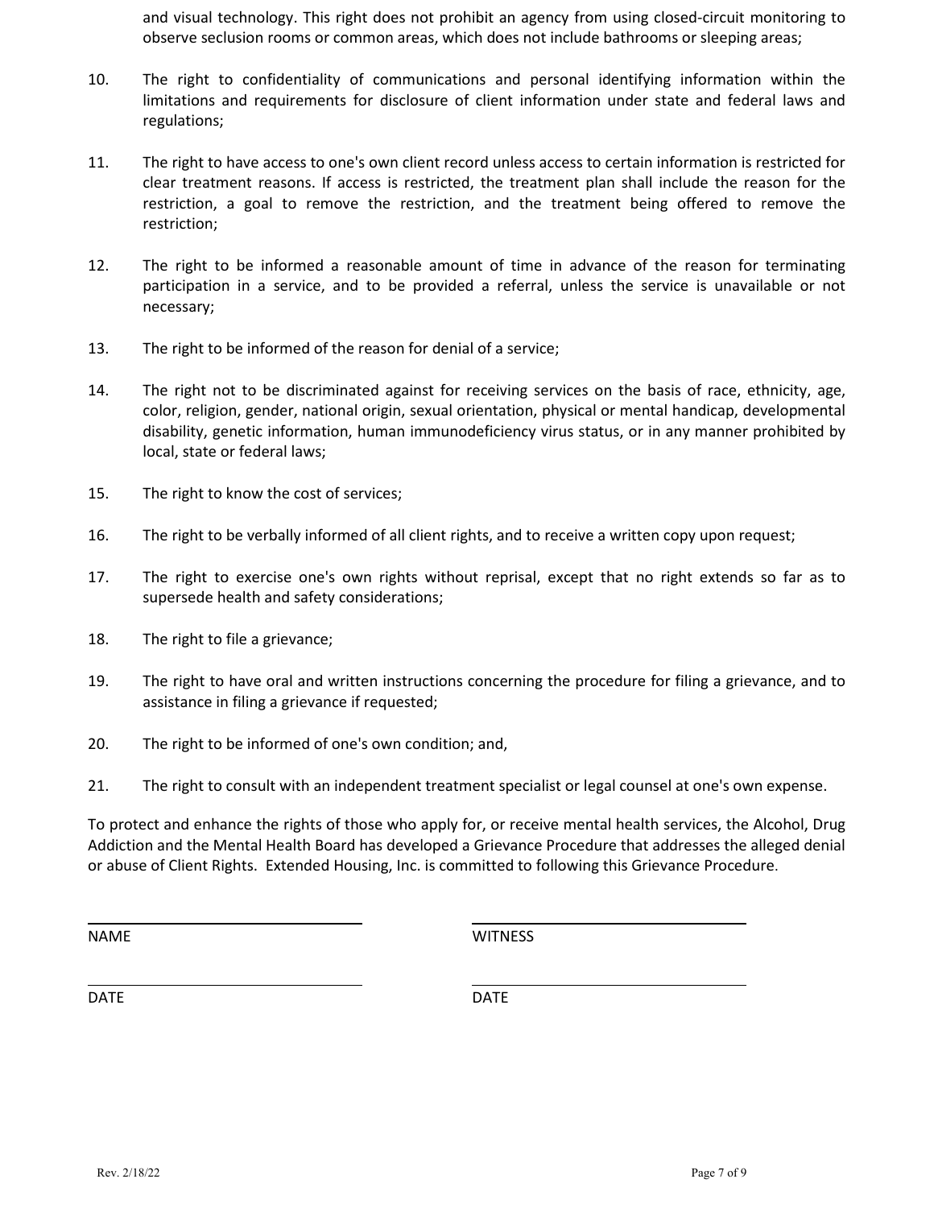and visual technology. This right does not prohibit an agency from using closed-circuit monitoring to observe seclusion rooms or common areas, which does not include bathrooms or sleeping areas;

10. The right to confidentiality of communications and personal identifying information within the limitations and requirements for disclosure of client information under state and federal laws and regulations;

11. The right to have access to one's own client record unless access to certain information is restricted for clear treatment reasons. If access is restricted, the treatment plan shall include the reason for the restriction, a goal to remove the restriction, and the treatment being offered to remove the restriction;

12. The right to be informed a reasonable amount of time in advance of the reason for terminating participation in a service, and to be provided a referral, unless the service is unavailable or not necessary;

13. The right to be informed of the reason for denial of a service;

14. The right not to be discriminated against for receiving services on the basis of race, ethnicity, age, color, religion, gender, national origin, sexual orientation, physical or mental handicap, developmental disability, genetic information, human immunodeficiency virus status, or in any manner prohibited by local, state or federal laws;

15. The right to know the cost of services;

16. The right to be verbally informed of all client rights, and to receive a written copy upon request;

17. The right to exercise one's own rights without reprisal, except that no right extends so far as to supersede health and safety considerations;

18. The right to file a grievance;

19. The right to have oral and written instructions concerning the procedure for filing a grievance, and to assistance in filing a grievance if requested;

20. The right to be informed of one's own condition; and,

21. The right to consult with an independent treatment specialist or legal counsel at one's own expense.

To protect and enhance the rights of those who apply for, or receive mental health services, the Alcohol, Drug Addiction and the Mental Health Board has developed a Grievance Procedure that addresses the alleged denial or abuse of Client Rights. Extended Housing, Inc. is committed to following this Grievance Procedure.

\_\_\_\_\_\_\_\_\_\_\_\_\_\_\_\_\_\_\_\_\_\_\_\_\_\_\_\_ \_\_\_\_\_\_\_\_\_\_\_\_\_\_\_\_\_\_\_\_\_\_\_\_\_\_\_\_

NAME WITNESS

\_\_\_\_\_\_\_\_\_\_\_\_\_\_\_\_\_\_\_\_\_\_\_\_\_\_\_\_ \_\_\_\_\_\_\_\_\_\_\_\_\_\_\_\_\_\_\_\_\_\_\_\_\_\_\_\_

DATE DATE

Rev. 2/18/22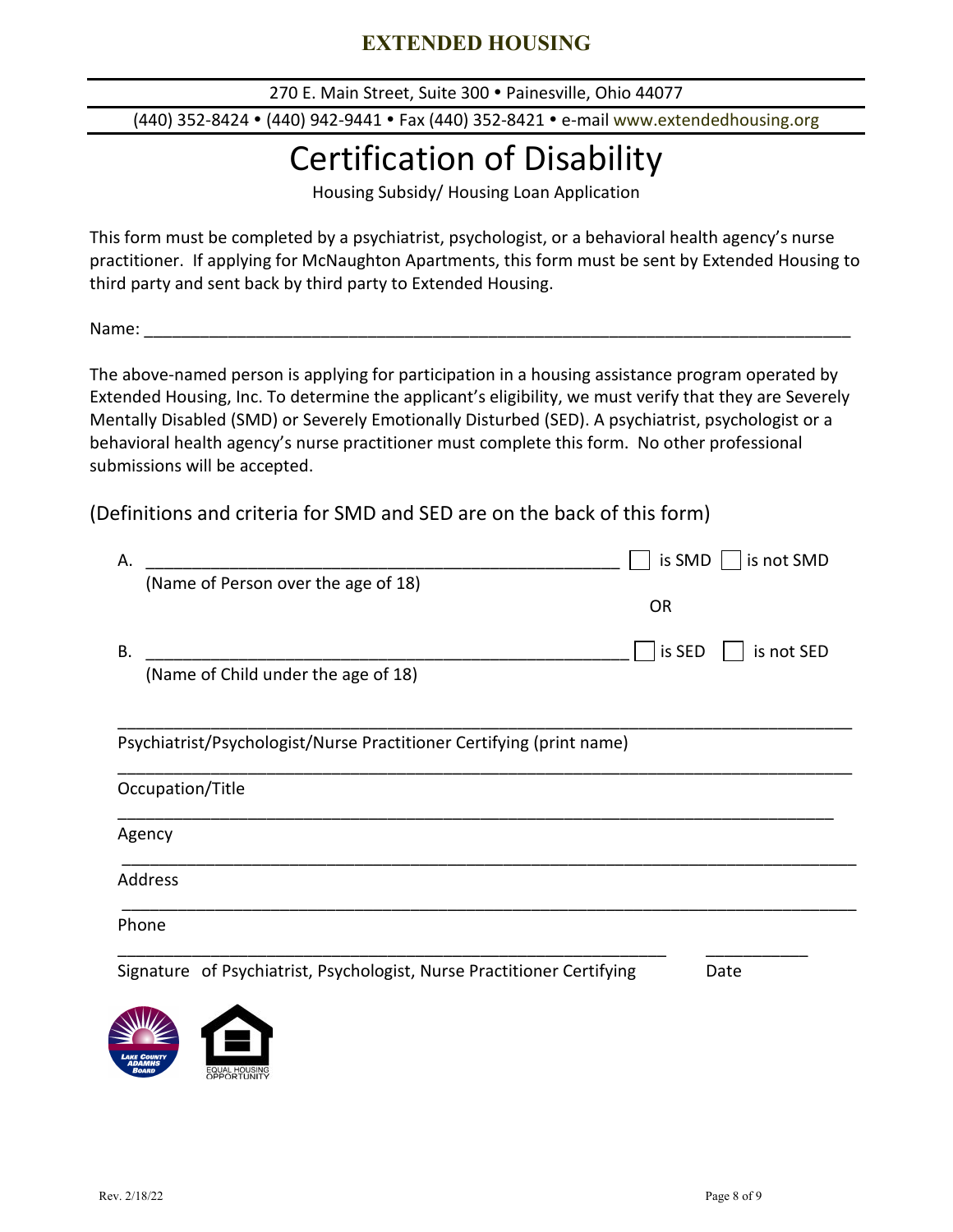# EXTENDED HOUSING

270 E. Main Street, Suite 300 • Painesville, Ohio 44077

(440) 352-8424 • (440) 942-9441 • Fax (440) 352-8421 • e-mail www.extendedhousing.org

# Certification of Disability

Housing Subsidy/ Housing Loan Application

This form must be completed by a psychiatrist, psychologist, or a behavioral health agency's nurse practitioner. If applying for McNaughton Apartments, this form must be sent by Extended Housing to third party and sent back by third party to Extended Housing.

Name: ___________________________________________________________________________

The above-named person is applying for participation in a housing assistance program operated by Extended Housing, Inc. To determine the applicant's eligibility, we must verify that they are Severely Mentally Disabled (SMD) or Severely Emotionally Disturbed (SED). A psychiatrist, psychologist or a behavioral health agency's nurse practitioner must complete this form. No other professional submissions will be accepted.

(Definitions and criteria for SMD and SED are on the back of this form)

A. ____________________________________________________ ☐ is SMD ☐ is not SMD
(Name of Person over the age of 18)

OR

B. ____________________________________________________ ☐ is SED ☐ is not SED
(Name of Child under the age of 18)

___________________________________________________________________________
Psychiatrist/Psychologist/Nurse Practitioner Certifying (print name)

___________________________________________________________________________
Occupation/Title

___________________________________________________________________________
Agency

___________________________________________________________________________
Address

___________________________________________________________________________
Phone

____________________________________________________________ ___________
Signature of Psychiatrist, Psychologist, Nurse Practitioner Certifying Date

LAKE COUNTY ADAMHS BOARD

EQUAL HOUSING OPPORTUNITY

Rev. 2/18/22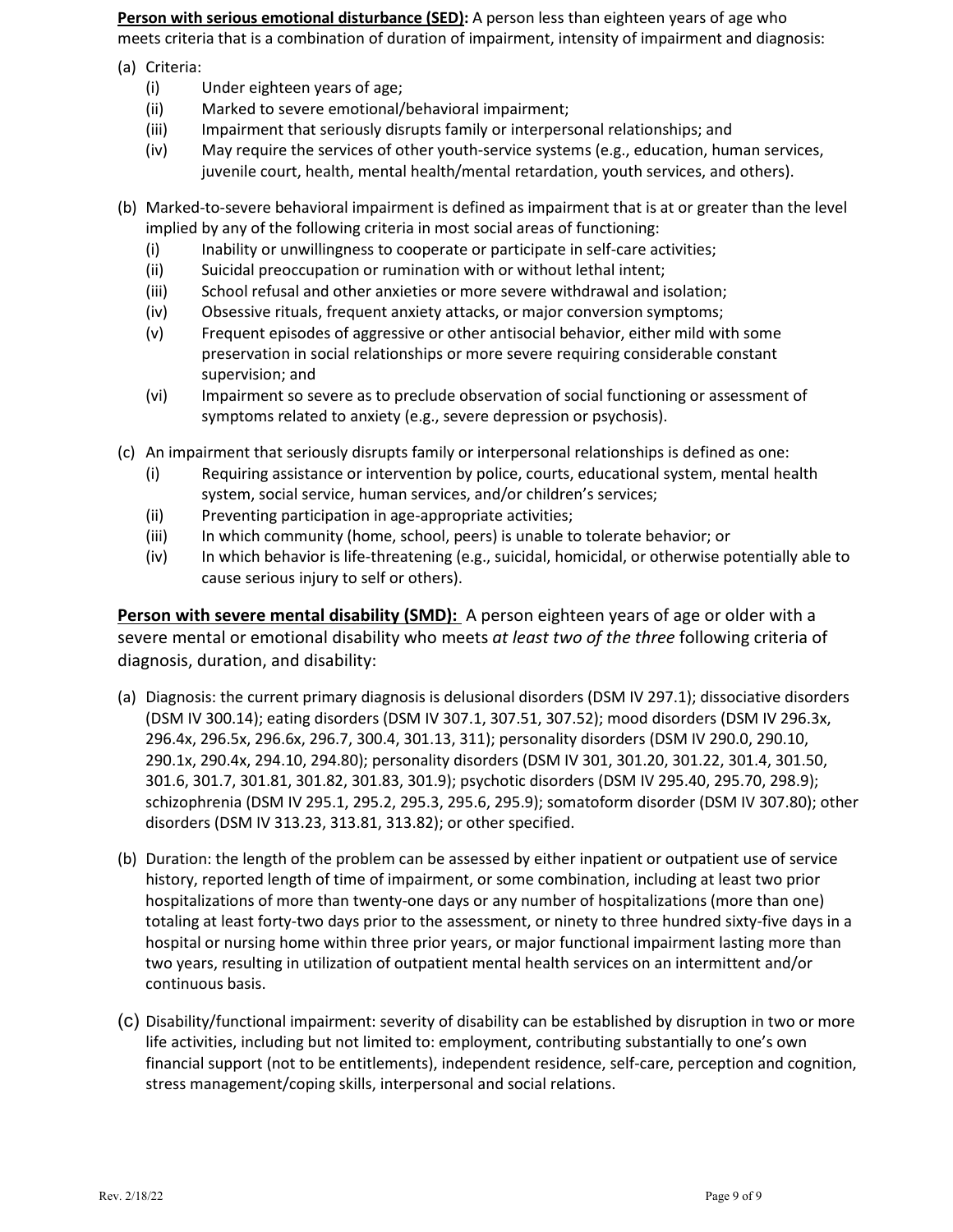**Person with serious emotional disturbance (SED):** A person less than eighteen years of age who meets criteria that is a combination of duration of impairment, intensity of impairment and diagnosis:

(a) Criteria:
   (i) Under eighteen years of age;
   (ii) Marked to severe emotional/behavioral impairment;
   (iii) Impairment that seriously disrupts family or interpersonal relationships; and
   (iv) May require the services of other youth-service systems (e.g., education, human services, juvenile court, health, mental health/mental retardation, youth services, and others).

(b) Marked-to-severe behavioral impairment is defined as impairment that is at or greater than the level implied by any of the following criteria in most social areas of functioning:
   (i) Inability or unwillingness to cooperate or participate in self-care activities;
   (ii) Suicidal preoccupation or rumination with or without lethal intent;
   (iii) School refusal and other anxieties or more severe withdrawal and isolation;
   (iv) Obsessive rituals, frequent anxiety attacks, or major conversion symptoms;
   (v) Frequent episodes of aggressive or other antisocial behavior, either mild with some preservation in social relationships or more severe requiring considerable constant supervision; and
   (vi) Impairment so severe as to preclude observation of social functioning or assessment of symptoms related to anxiety (e.g., severe depression or psychosis).

(c) An impairment that seriously disrupts family or interpersonal relationships is defined as one:
   (i) Requiring assistance or intervention by police, courts, educational system, mental health system, social service, human services, and/or children's services;
   (ii) Preventing participation in age-appropriate activities;
   (iii) In which community (home, school, peers) is unable to tolerate behavior; or
   (iv) In which behavior is life-threatening (e.g., suicidal, homicidal, or otherwise potentially able to cause serious injury to self or others).

**Person with severe mental disability (SMD):** A person eighteen years of age or older with a severe mental or emotional disability who meets *at least two of the three* following criteria of diagnosis, duration, and disability:

(a) Diagnosis: the current primary diagnosis is delusional disorders (DSM IV 297.1); dissociative disorders (DSM IV 300.14); eating disorders (DSM IV 307.1, 307.51, 307.52); mood disorders (DSM IV 296.3x, 296.4x, 296.5x, 296.6x, 296.7, 300.4, 301.13, 311); personality disorders (DSM IV 290.0, 290.10, 290.1x, 290.4x, 294.10, 294.80); personality disorders (DSM IV 301, 301.20, 301.22, 301.4, 301.50, 301.6, 301.7, 301.81, 301.82, 301.83, 301.9); psychotic disorders (DSM IV 295.40, 295.70, 298.9); schizophrenia (DSM IV 295.1, 295.2, 295.3, 295.6, 295.9); somatoform disorder (DSM IV 307.80); other disorders (DSM IV 313.23, 313.81, 313.82); or other specified.

(b) Duration: the length of the problem can be assessed by either inpatient or outpatient use of service history, reported length of time of impairment, or some combination, including at least two prior hospitalizations of more than twenty-one days or any number of hospitalizations (more than one) totaling at least forty-two days prior to the assessment, or ninety to three hundred sixty-five days in a hospital or nursing home within three prior years, or major functional impairment lasting more than two years, resulting in utilization of outpatient mental health services on an intermittent and/or continuous basis.

(c) Disability/functional impairment: severity of disability can be established by disruption in two or more life activities, including but not limited to: employment, contributing substantially to one's own financial support (not to be entitlements), independent residence, self-care, perception and cognition, stress management/coping skills, interpersonal and social relations.